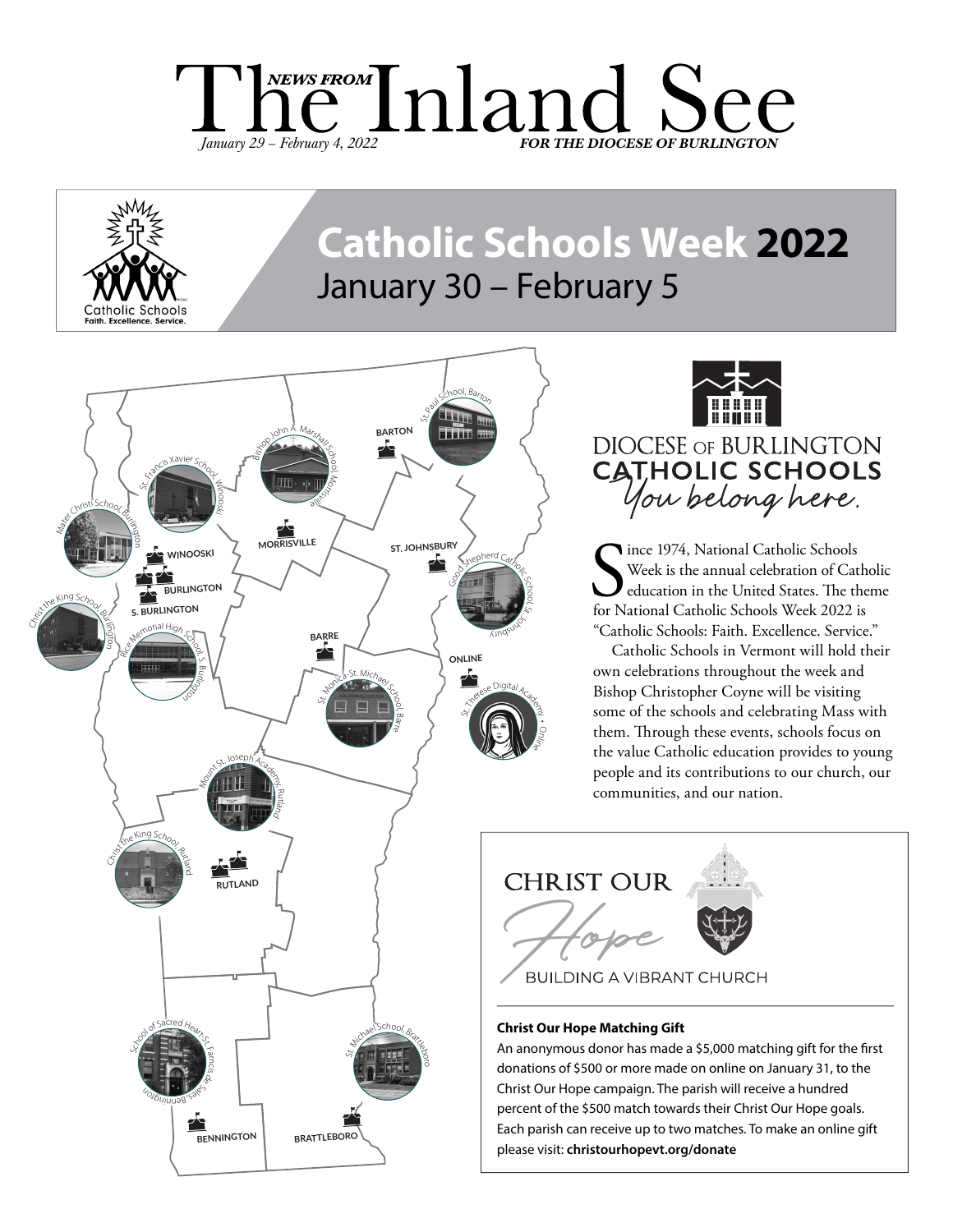# The Inland See

*NEWS FROM*

*January 29 – February 4, 2022* · *FOR THE DIOCESE OF BURLINGTON*

Catholic Schools
Faith. Excellence. Service.

## Catholic Schools Week **2022**

January 30 – February 5

BARTON · St. Paul School, Barton

MORRISVILLE · Bishop John A. Marshall School, Morrisville

WINOOSKI · St. Francis Xavier School, Winooski

BURLINGTON · Mater Christi School, Burlington · Christ the King School, Burlington

S. BURLINGTON · Rice Memorial High School, S. Burlington

ST. JOHNSBURY · Good Shepherd Catholic School, St. Johnsbury

BARRE · St. Monica-St. Michael School, Barre

ONLINE · St. Therese Digital Academy • Online

RUTLAND · Mount St. Joseph Academy, Rutland · Christ the King School, Rutland

BENNINGTON · School of Sacred Heart-St. Francis de Sales, Bennington

BRATTLEBORO · St. Michael School, Brattleboro

DIOCESE OF BURLINGTON CATHOLIC SCHOOLS
*You belong here.*

Since 1974, National Catholic Schools Week is the annual celebration of Catholic education in the United States. The theme for National Catholic Schools Week 2022 is "Catholic Schools: Faith. Excellence. Service."

Catholic Schools in Vermont will hold their own celebrations throughout the week and Bishop Christopher Coyne will be visiting some of the schools and celebrating Mass with them. Through these events, schools focus on the value Catholic education provides to young people and its contributions to our church, our communities, and our nation.

CHRIST OUR *Hope*
BUILDING A VIBRANT CHURCH

**Christ Our Hope Matching Gift**

An anonymous donor has made a $5,000 matching gift for the first donations of $500 or more made on online on January 31, to the Christ Our Hope campaign. The parish will receive a hundred percent of the $500 match towards their Christ Our Hope goals. Each parish can receive up to two matches. To make an online gift please visit: **christourhopevt.org/donate**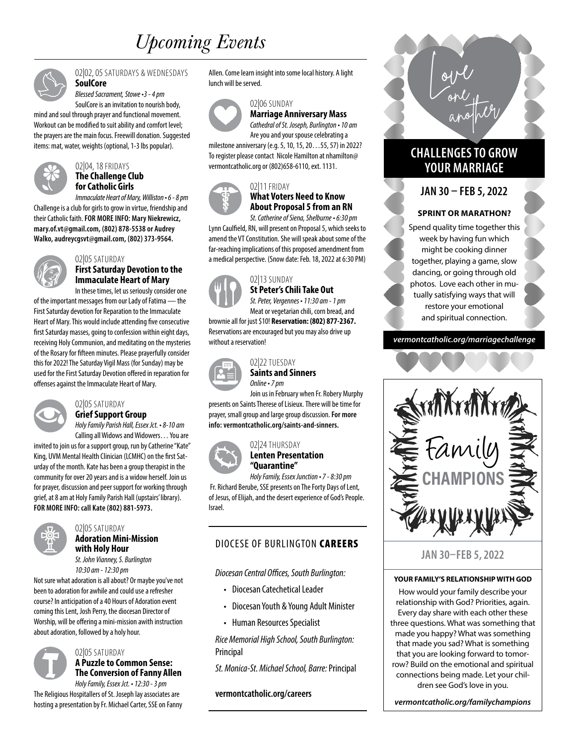# *Upcoming Events*

02|02, 05 SATURDAYS & WEDNESDAYS
### SoulCore
*Blessed Sacrament, Stowe • 3 - 4 pm*

SoulCore is an invitation to nourish body, mind and soul through prayer and functional movement. Workout can be modified to suit ability and comfort level; the prayers are the main focus. Freewill donation. Suggested items: mat, water, weights (optional, 1-3 lbs popular).

02|04, 18 FRIDAYS
### The Challenge Club for Catholic Girls
*Immaculate Heart of Mary, Williston • 6 - 8 pm*

Challenge is a club for girls to grow in virtue, friendship and their Catholic faith. **FOR MORE INFO: Mary Niekrewicz, mary.of.vt@gmail.com, (802) 878-5538 or Audrey Walko, audreycgsvt@gmail.com, (802) 373-9564.**

02|05 SATURDAY
### First Saturday Devotion to the Immaculate Heart of Mary

In these times, let us seriously consider one of the important messages from our Lady of Fatima — the First Saturday devotion for Reparation to the Immaculate Heart of Mary. This would include attending five consecutive first Saturday masses, going to confession within eight days, receiving Holy Communion, and meditating on the mysteries of the Rosary for fifteen minutes. Please prayerfully consider this for 2022! The Saturday Vigil Mass (for Sunday) may be used for the First Saturday Devotion offered in reparation for offenses against the Immaculate Heart of Mary.

02|05 SATURDAY
### Grief Support Group
*Holy Family Parish Hall, Essex Jct. • 8-10 am*

Calling all Widows and Widowers… You are invited to join us for a support group, run by Catherine "Kate" King, UVM Mental Health Clinician (LCMHC) on the first Saturday of the month. Kate has been a group therapist in the community for over 20 years and is a widow herself. Join us for prayer, discussion and peer support for working through grief, at 8 am at Holy Family Parish Hall (upstairs' library). **FOR MORE INFO: call Kate (802) 881-5973.**

02|05 SATURDAY
### Adoration Mini-Mission with Holy Hour
*St. John Vianney, S. Burlington*
*10:30 am - 12:30 pm*

Not sure what adoration is all about? Or maybe you've not been to adoration for awhile and could use a refresher course? In anticipation of a 40 Hours of Adoration event coming this Lent, Josh Perry, the diocesan Director of Worship, will be offering a mini-mission awith instruction about adoration, followed by a holy hour.

02|05 SATURDAY
### A Puzzle to Common Sense: The Conversion of Fanny Allen
*Holy Family, Essex Jct. • 12:30 - 3 pm*

The Religious Hospitallers of St. Joseph lay associates are hosting a presentation by Fr. Michael Carter, SSE on Fanny Allen. Come learn insight into some local history. A light lunch will be served.

02|06 SUNDAY
### Marriage Anniversary Mass
*Cathedral of St. Joseph, Burlington • 10 am*

Are you and your spouse celebrating a milestone anniversary (e.g. 5, 10, 15, 20…55, 57) in 2022? To register please contact Nicole Hamilton at nhamilton@vermontcatholic.org or (802)658-6110, ext. 1131.

02|11 FRIDAY
### What Voters Need to Know About Proposal 5 from an RN
*St. Catherine of Siena, Shelburne • 6:30 pm*

Lynn Caulfield, RN, will present on Proposal 5, which seeks to amend the VT Constitution. She will speak about some of the far-reaching implications of this proposed amendment from a medical perspective. (Snow date: Feb. 18, 2022 at 6:30 PM)

02|13 SUNDAY
### St Peter's Chili Take Out
*St. Peter, Vergennes • 11:30 am - 1 pm*

Meat or vegetarian chili, corn bread, and brownie all for just $10! **Reservation: (802) 877-2367.** Reservations are encouraged but you may also drive up without a reservation!

02|22 TUESDAY
### Saints and Sinners
*Online • 7 pm*

Join us in February when Fr. Robery Murphy presents on Saints Therese of Lisieux. There will be time for prayer, small group and large group discussion. **For more info: vermontcatholic.org/saints-and-sinners.**

02|24 THURSDAY
### Lenten Presentation "Quarantine"
*Holy Family, Essex Junction • 7 - 8:30 pm*

Fr. Richard Berube, SSE presents on The Forty Days of Lent, of Jesus, of Elijah, and the desert experience of God's People. Israel.

## DIOCESE OF BURLINGTON **CAREERS**

*Diocesan Central Offices, South Burlington:*

- Diocesan Catechetical Leader
- Diocesan Youth & Young Adult Minister
- Human Resources Specialist

*Rice Memorial High School, South Burlington:* Principal

*St. Monica-St. Michael School, Barre:* Principal

**vermontcatholic.org/careers**

Love one another

## CHALLENGES TO GROW YOUR MARRIAGE

### JAN 30 – FEB 5, 2022

**SPRINT OR MARATHON?**

Spend quality time together this week by having fun which might be cooking dinner together, playing a game, slow dancing, or going through old photos. Love each other in mutually satisfying ways that will restore your emotional and spiritual connection.

***vermontcatholic.org/marriagechallenge***

Family CHAMPIONS

### JAN 30–FEB 5, 2022

**YOUR FAMILY'S RELATIONSHIP WITH GOD**

How would your family describe your relationship with God? Priorities, again. Every day share with each other these three questions. What was something that made you happy? What was something that made you sad? What is something that you are looking forward to tomorrow? Build on the emotional and spiritual connections being made. Let your children see God's love in you.

***vermontcatholic.org/familychampions***